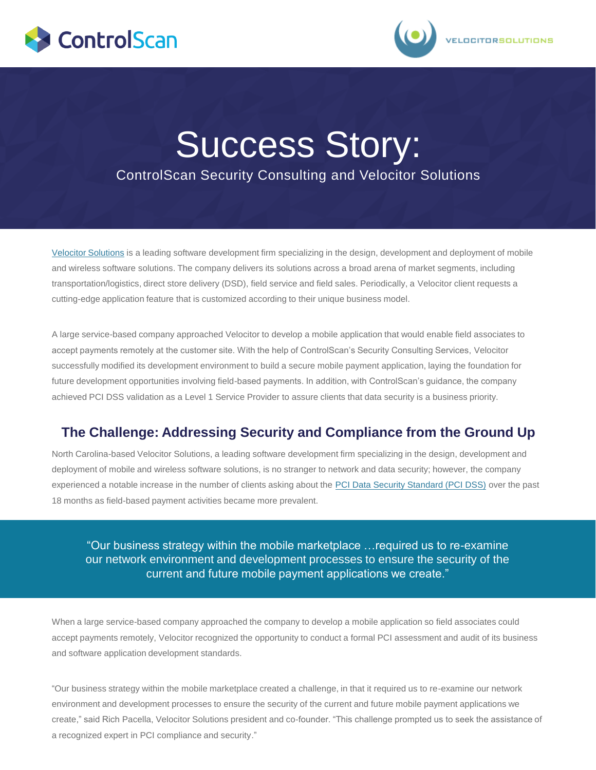# Success Story:

ControlScan Security Consulting and Velocitor Solutions

Velocitor Solutions is a leading software development firm specializing in the design, development and deployment of mobile and wireless software solutions. The company delivers its solutions across a broad arena of market segments, including transportation/logistics, direct store delivery (DSD), field service and field sales. Periodically, a Velocitor client requests a cutting-edge application feature that is customized according to their unique business model.

A large service-based company approached Velocitor to develop a mobile application that would enable field associates to accept payments remotely at the customer site. With the help of ControlScan's Security Consulting Services, Velocitor successfully modified its development environment to build a secure mobile payment application, laying the foundation for future development opportunities involving field-based payments. In addition, with ControlScan's guidance, the company achieved PCI DSS validation as a Level 1 Service Provider to assure clients that data security is a business priority.

## The Challenge: Addressing Security and Compliance from the Ground Up

North Carolina-based Velocitor Solutions, a leading software development firm specializing in the design, development and deployment of mobile and wireless software solutions, is no stranger to network and data security; however, the company experienced a notable increase in the number of clients asking about the PCI Data Security Standard (PCI DSS) over the past 18 months as field-based payment activities became more prevalent.

> "Our business strategy within the mobile marketplace …required us to re-examine our network environment and development processes to ensure the security of the current and future mobile payment applications we create."

When a large service-based company approached the company to develop a mobile application so field associates could accept payments remotely, Velocitor recognized the opportunity to conduct a formal PCI assessment and audit of its business and software application development standards.

"Our business strategy within the mobile marketplace created a challenge, in that it required us to re-examine our network environment and development processes to ensure the security of the current and future mobile payment applications we create," said Rich Pacella, Velocitor Solutions president and co-founder. "This challenge prompted us to seek the assistance of a recognized expert in PCI compliance and security."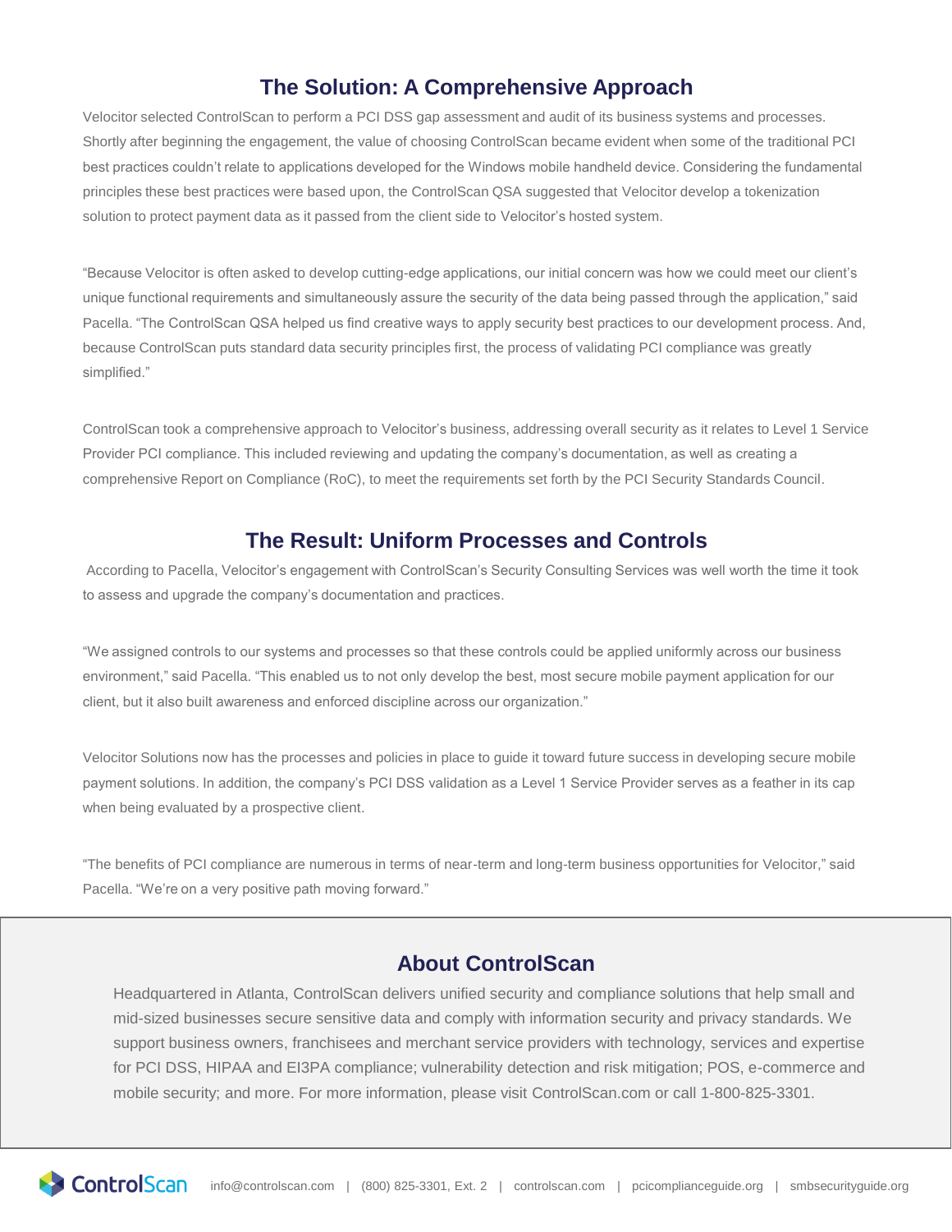## The Solution: A Comprehensive Approach

Velocitor selected ControlScan to perform a PCI DSS gap assessment and audit of its business systems and processes. Shortly after beginning the engagement, the value of choosing ControlScan became evident when some of the traditional PCI best practices couldn't relate to applications developed for the Windows mobile handheld device. Considering the fundamental principles these best practices were based upon, the ControlScan QSA suggested that Velocitor develop a tokenization solution to protect payment data as it passed from the client side to Velocitor's hosted system.

"Because Velocitor is often asked to develop cutting-edge applications, our initial concern was how we could meet our client's unique functional requirements and simultaneously assure the security of the data being passed through the application," said Pacella. "The ControlScan QSA helped us find creative ways to apply security best practices to our development process. And, because ControlScan puts standard data security principles first, the process of validating PCI compliance was greatly simplified."

ControlScan took a comprehensive approach to Velocitor's business, addressing overall security as it relates to Level 1 Service Provider PCI compliance. This included reviewing and updating the company's documentation, as well as creating a comprehensive Report on Compliance (RoC), to meet the requirements set forth by the PCI Security Standards Council.

## The Result: Uniform Processes and Controls

According to Pacella, Velocitor's engagement with ControlScan's Security Consulting Services was well worth the time it took to assess and upgrade the company's documentation and practices.

"We assigned controls to our systems and processes so that these controls could be applied uniformly across our business environment," said Pacella. "This enabled us to not only develop the best, most secure mobile payment application for our client, but it also built awareness and enforced discipline across our organization."

Velocitor Solutions now has the processes and policies in place to guide it toward future success in developing secure mobile payment solutions. In addition, the company's PCI DSS validation as a Level 1 Service Provider serves as a feather in its cap when being evaluated by a prospective client.

"The benefits of PCI compliance are numerous in terms of near-term and long-term business opportunities for Velocitor," said Pacella. "We're on a very positive path moving forward."

## About ControlScan

Headquartered in Atlanta, ControlScan delivers unified security and compliance solutions that help small and mid-sized businesses secure sensitive data and comply with information security and privacy standards. We support business owners, franchisees and merchant service providers with technology, services and expertise for PCI DSS, HIPAA and EI3PA compliance; vulnerability detection and risk mitigation; POS, e-commerce and mobile security; and more. For more information, please visit ControlScan.com or call 1-800-825-3301.

ControlScan info@controlscan.com | (800) 825-3301, Ext. 2 | controlscan.com | pcicomplianceguide.org | smbsecurityguide.org